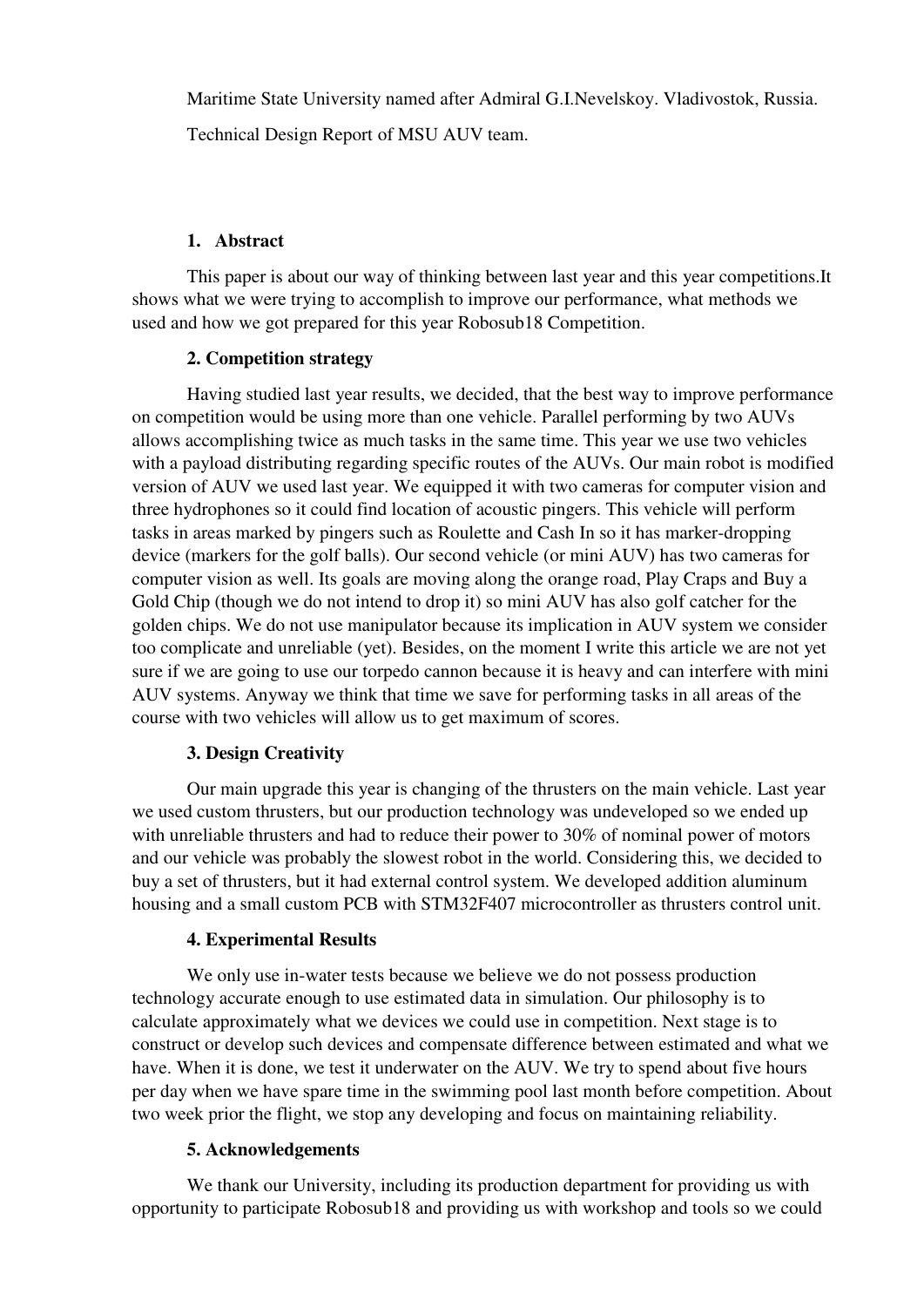Maritime State University named after Admiral G.I.Nevelskoy. Vladivostok, Russia.

Technical Design Report of MSU AUV team.

## 1. Abstract

This paper is about our way of thinking between last year and this year competitions.It shows what we were trying to accomplish to improve our performance, what methods we used and how we got prepared for this year Robosub18 Competition.

## 2. Competition strategy

Having studied last year results, we decided, that the best way to improve performance on competition would be using more than one vehicle. Parallel performing by two AUVs allows accomplishing twice as much tasks in the same time. This year we use two vehicles with a payload distributing regarding specific routes of the AUVs. Our main robot is modified version of AUV we used last year. We equipped it with two cameras for computer vision and three hydrophones so it could find location of acoustic pingers. This vehicle will perform tasks in areas marked by pingers such as Roulette and Cash In so it has marker-dropping device (markers for the golf balls). Our second vehicle (or mini AUV) has two cameras for computer vision as well. Its goals are moving along the orange road, Play Craps and Buy a Gold Chip (though we do not intend to drop it) so mini AUV has also golf catcher for the golden chips. We do not use manipulator because its implication in AUV system we consider too complicate and unreliable (yet). Besides, on the moment I write this article we are not yet sure if we are going to use our torpedo cannon because it is heavy and can interfere with mini AUV systems. Anyway we think that time we save for performing tasks in all areas of the course with two vehicles will allow us to get maximum of scores.

## 3. Design Creativity

Our main upgrade this year is changing of the thrusters on the main vehicle. Last year we used custom thrusters, but our production technology was undeveloped so we ended up with unreliable thrusters and had to reduce their power to 30% of nominal power of motors and our vehicle was probably the slowest robot in the world. Considering this, we decided to buy a set of thrusters, but it had external control system. We developed addition aluminum housing and a small custom PCB with STM32F407 microcontroller as thrusters control unit.

## 4. Experimental Results

We only use in-water tests because we believe we do not possess production technology accurate enough to use estimated data in simulation. Our philosophy is to calculate approximately what we devices we could use in competition. Next stage is to construct or develop such devices and compensate difference between estimated and what we have. When it is done, we test it underwater on the AUV. We try to spend about five hours per day when we have spare time in the swimming pool last month before competition. About two week prior the flight, we stop any developing and focus on maintaining reliability.

## 5. Acknowledgements

We thank our University, including its production department for providing us with opportunity to participate Robosub18 and providing us with workshop and tools so we could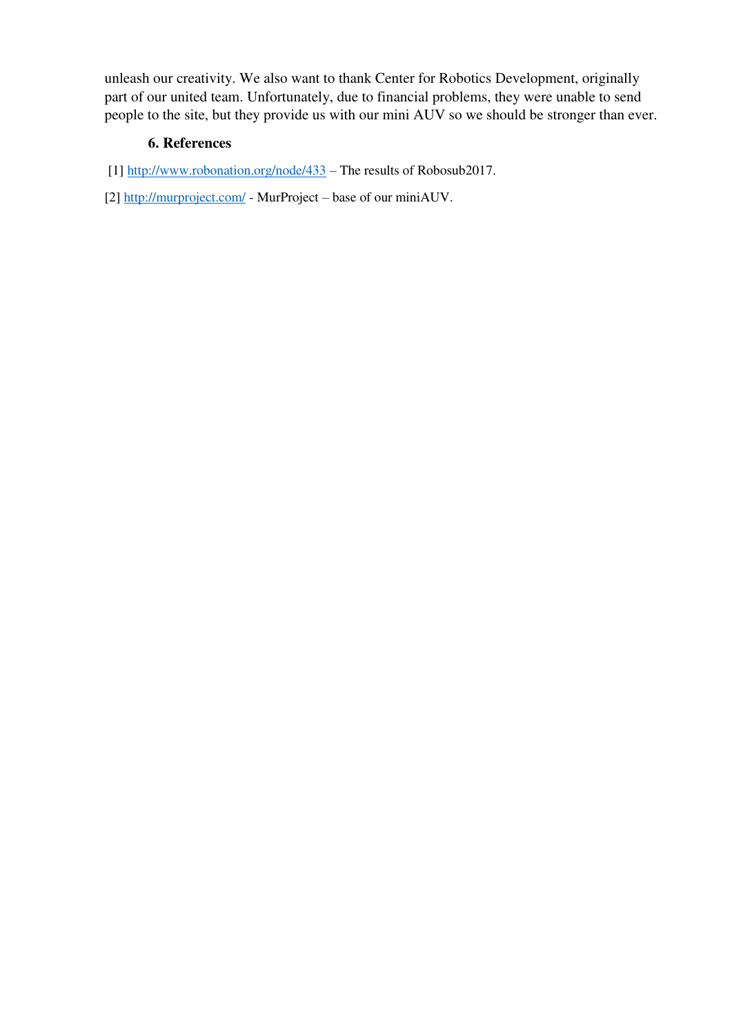unleash our creativity. We also want to thank Center for Robotics Development, originally part of our united team. Unfortunately, due to financial problems, they were unable to send people to the site, but they provide us with our mini AUV so we should be stronger than ever.

## 6. References

[1] http://www.robonation.org/node/433 – The results of Robosub2017.

[2] http://murproject.com/ - MurProject – base of our miniAUV.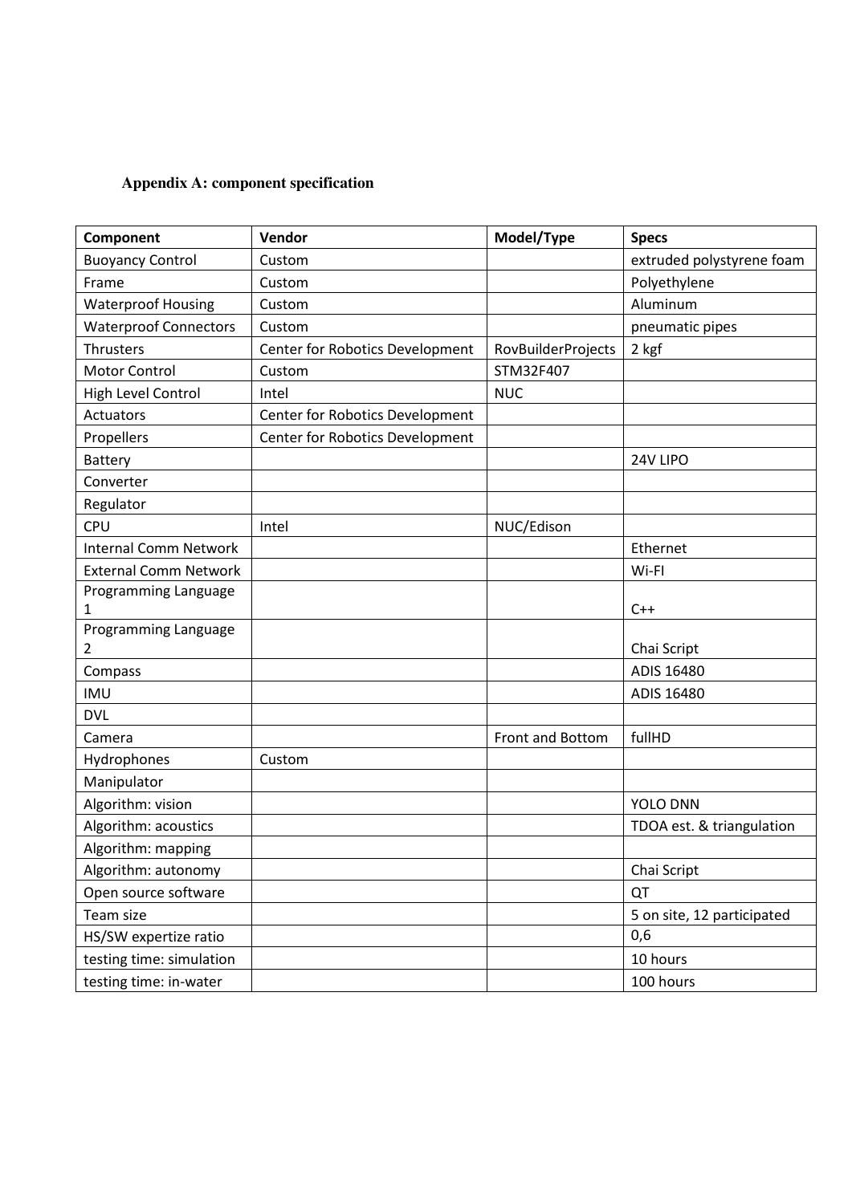**Appendix A: component specification**

| Component | Vendor | Model/Type | Specs |
|---|---|---|---|
| Buoyancy Control | Custom | | extruded polystyrene foam |
| Frame | Custom | | Polyethylene |
| Waterproof Housing | Custom | | Aluminum |
| Waterproof Connectors | Custom | | pneumatic pipes |
| Thrusters | Center for Robotics Development | RovBuilderProjects | 2 kgf |
| Motor Control | Custom | STM32F407 | |
| High Level Control | Intel | NUC | |
| Actuators | Center for Robotics Development | | |
| Propellers | Center for Robotics Development | | |
| Battery | | | 24V LIPO |
| Converter | | | |
| Regulator | | | |
| CPU | Intel | NUC/Edison | |
| Internal Comm Network | | | Ethernet |
| External Comm Network | | | Wi-FI |
| Programming Language 1 | | | C++ |
| Programming Language 2 | | | Chai Script |
| Compass | | | ADIS 16480 |
| IMU | | | ADIS 16480 |
| DVL | | | |
| Camera | | Front and Bottom | fullHD |
| Hydrophones | Custom | | |
| Manipulator | | | |
| Algorithm: vision | | | YOLO DNN |
| Algorithm: acoustics | | | TDOA est. & triangulation |
| Algorithm: mapping | | | |
| Algorithm: autonomy | | | Chai Script |
| Open source software | | | QT |
| Team size | | | 5 on site, 12 participated |
| HS/SW expertize ratio | | | 0,6 |
| testing time: simulation | | | 10 hours |
| testing time: in-water | | | 100 hours |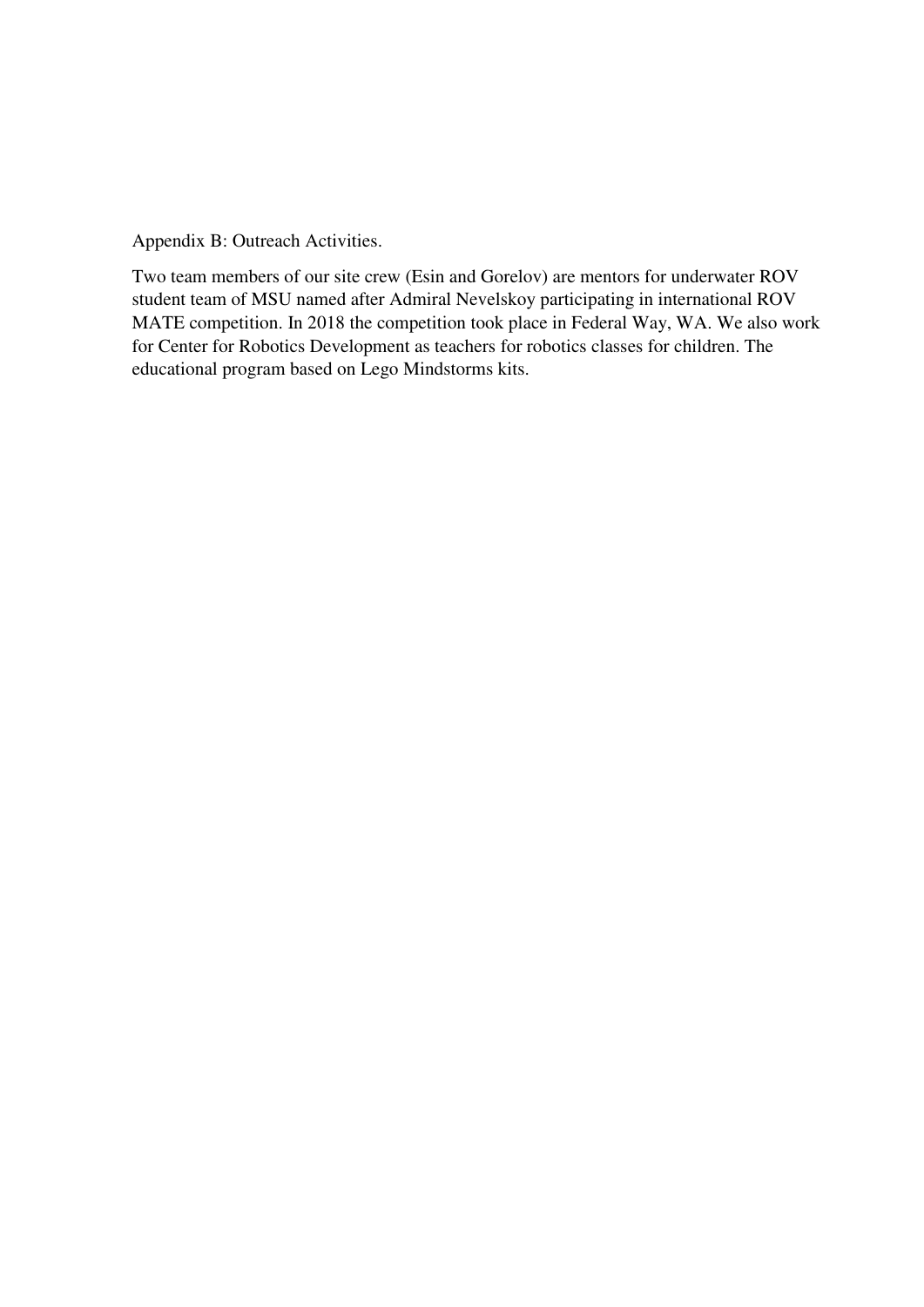Appendix B: Outreach Activities.

Two team members of our site crew (Esin and Gorelov) are mentors for underwater ROV student team of MSU named after Admiral Nevelskoy participating in international ROV MATE competition. In 2018 the competition took place in Federal Way, WA. We also work for Center for Robotics Development as teachers for robotics classes for children. The educational program based on Lego Mindstorms kits.